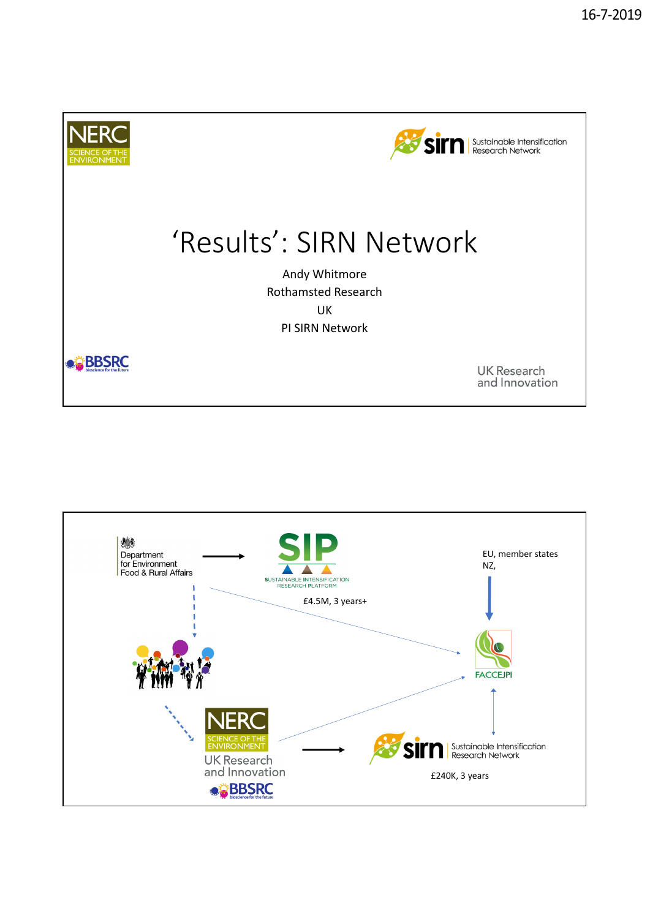# ‘Results’: SIRN Network

Andy Whitmore
Rothamsted Research
UK
PI SIRN Network

NERC SCIENCE OF THE ENVIRONMENT

sirn Sustainable Intensification Research Network

BBSRC bioscience for the future

UK Research and Innovation

---

Department for Environment Food & Rural Affairs

SIP SUSTAINABLE INTENSIFICATION RESEARCH PLATFORM

£4.5M, 3 years+

EU, member states
NZ,

FACCEJPI

NERC SCIENCE OF THE ENVIRONMENT

UK Research and Innovation

BBSRC bioscience for the future

sirn Sustainable Intensification Research Network

£240K, 3 years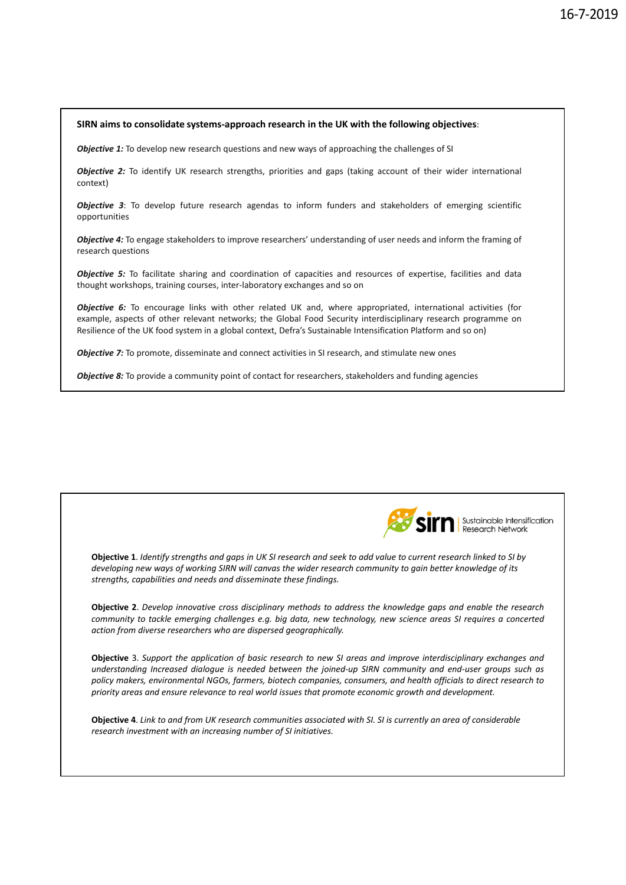**SIRN aims to consolidate systems-approach research in the UK with the following objectives**:

***Objective 1:*** To develop new research questions and new ways of approaching the challenges of SI

***Objective 2:*** To identify UK research strengths, priorities and gaps (taking account of their wider international context)

***Objective 3***: To develop future research agendas to inform funders and stakeholders of emerging scientific opportunities

***Objective 4:*** To engage stakeholders to improve researchers' understanding of user needs and inform the framing of research questions

***Objective 5:*** To facilitate sharing and coordination of capacities and resources of expertise, facilities and data thought workshops, training courses, inter-laboratory exchanges and so on

***Objective 6:*** To encourage links with other related UK and, where appropriated, international activities (for example, aspects of other relevant networks; the Global Food Security interdisciplinary research programme on Resilience of the UK food system in a global context, Defra's Sustainable Intensification Platform and so on)

***Objective 7:*** To promote, disseminate and connect activities in SI research, and stimulate new ones

***Objective 8:*** To provide a community point of contact for researchers, stakeholders and funding agencies

sirn Sustainable Intensification Research Network

**Objective 1**. *Identify strengths and gaps in UK SI research and seek to add value to current research linked to SI by developing new ways of working SIRN will canvas the wider research community to gain better knowledge of its strengths, capabilities and needs and disseminate these findings.*

**Objective 2**. *Develop innovative cross disciplinary methods to address the knowledge gaps and enable the research community to tackle emerging challenges e.g. big data, new technology, new science areas SI requires a concerted action from diverse researchers who are dispersed geographically.*

**Objective** 3. *Support the application of basic research to new SI areas and improve interdisciplinary exchanges and understanding Increased dialogue is needed between the joined-up SIRN community and end-user groups such as policy makers, environmental NGOs, farmers, biotech companies, consumers, and health officials to direct research to priority areas and ensure relevance to real world issues that promote economic growth and development.*

**Objective 4**. *Link to and from UK research communities associated with SI. SI is currently an area of considerable research investment with an increasing number of SI initiatives.*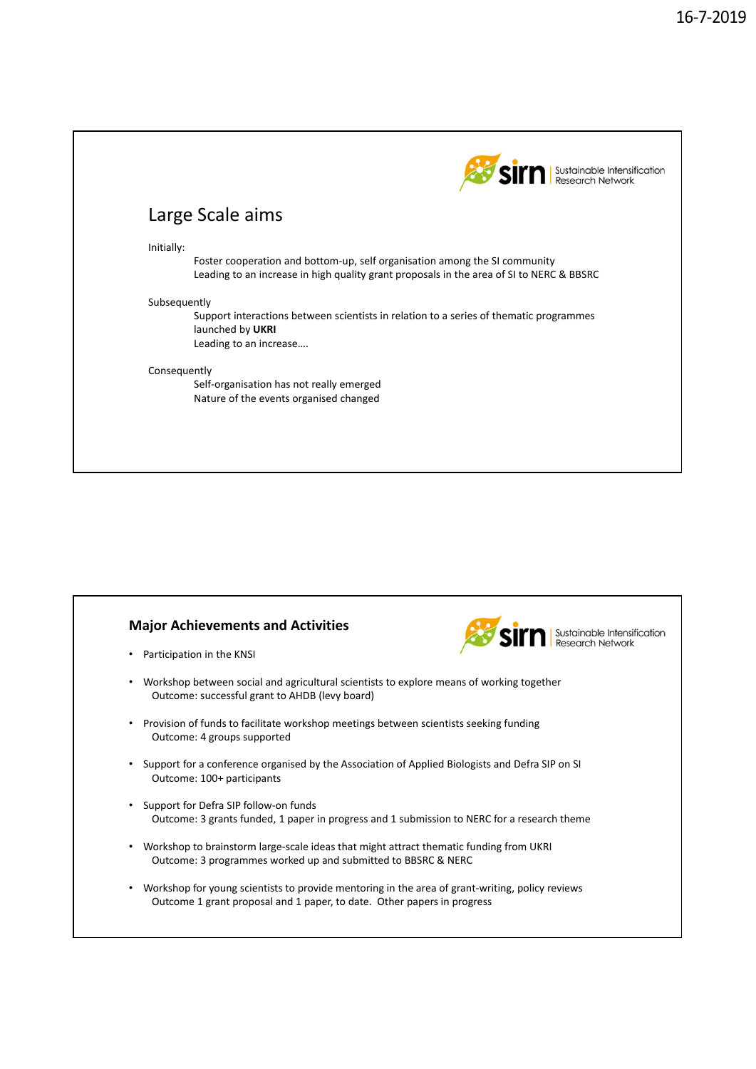## Large Scale aims

Initially:

Foster cooperation and bottom-up, self organisation among the SI community
Leading to an increase in high quality grant proposals in the area of SI to NERC & BBSRC

Subsequently

Support interactions between scientists in relation to a series of thematic programmes launched by **UKRI**
Leading to an increase….

Consequently

Self-organisation has not really emerged
Nature of the events organised changed

## Major Achievements and Activities

- Participation in the KNSI
- Workshop between social and agricultural scientists to explore means of working together
  Outcome: successful grant to AHDB (levy board)
- Provision of funds to facilitate workshop meetings between scientists seeking funding
  Outcome: 4 groups supported
- Support for a conference organised by the Association of Applied Biologists and Defra SIP on SI
  Outcome: 100+ participants
- Support for Defra SIP follow-on funds
  Outcome: 3 grants funded, 1 paper in progress and 1 submission to NERC for a research theme
- Workshop to brainstorm large-scale ideas that might attract thematic funding from UKRI
  Outcome: 3 programmes worked up and submitted to BBSRC & NERC
- Workshop for young scientists to provide mentoring in the area of grant-writing, policy reviews
  Outcome 1 grant proposal and 1 paper, to date. Other papers in progress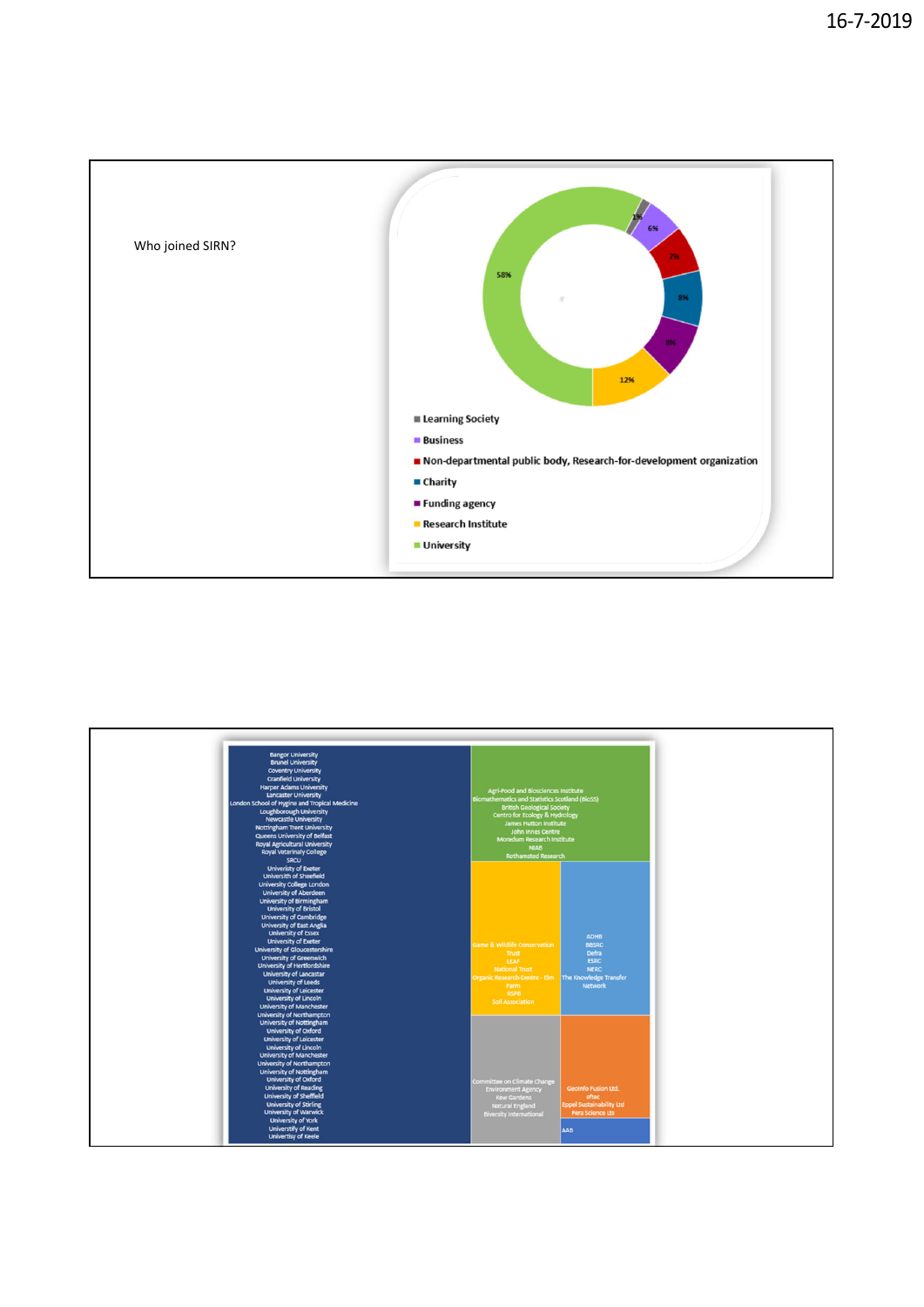Who joined SIRN?

- Learning Society: 1%
- Business: 6%
- Non-departmental public body, Research-for-development organization: 7%
- Charity: 8%
- Funding agency: 8%
- Research Institute: 12%
- University: 58%

**University**

Bangor University
Brunel University
Coventry University
Cranfield University
Harper Adams University
Lancaster University
London School of Hygine and Tropical Medicine
Loughborough University
Newcastle University
Nottingham Trent University
Queens University of Belfast
Royal Agricultural University
Royal Veterinaly College
SRCU
University of Exeter
Universith of Sheefield
University College London
University of Aberdeen
University of Birmingham
University of Bristol
University of Cambridge
University of East Anglia
University of Essex
University of Exeter
University of Gloucestershire
University of Greenwich
University of Hertfordshire
University of Lancastar
University of Leeds
University of Leicester
University of Lincoln
University of Manchester
University of Northampton
University of Nottingham
University of Oxford
University of Leicester
University of Lincoln
University of Manchester
University of Northampton
University of Nottingham
University of Oxford
University of Reading
University of Sheffield
University of Stirling
University of Warwick
University of York
Universtify of Kent
Univertisy of Keele

**Research Institute**

Agri-Food and Biosciences Institute
Biomathematics and Statistics Scotland (BioSS)
British Geological Society
Centre for Ecology & Hydrology
James Hutton Institute
John Innes Centre
Moredun Research Institute
NIAB
Rothamsted Research

**Charity**

Game & Wildlife Conservation Trust
LEAF
National Trust
Organic Research Centre - Elm Farm
RSPB
Soil Association

**Funding agency**

ADHB
BBSRC
Defra
ESRC
NERC
The Knowledge Transfer Network

**Non-departmental public body, Research-for-development organization**

Committee on Climate Change
Environment Agency
Kew Gardens
Natural England
Biversity International

**Business**

GeoInfo Fusion Ltd.
eftec
Eppel Sustainability Ltd
Fera Science Lts

**Learning Society**

AAB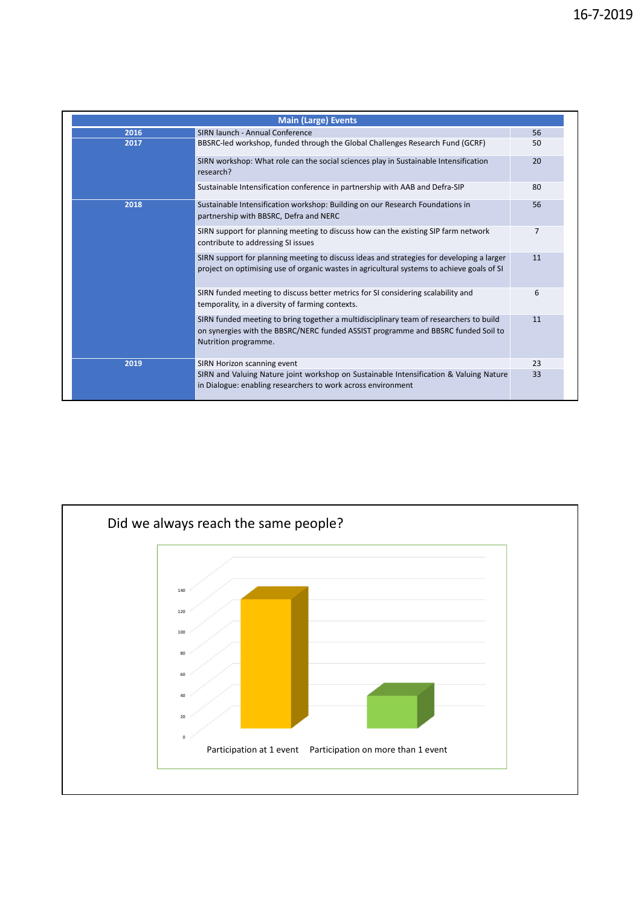| Main (Large) Events | | |
|---|---|---|
| 2016 | SIRN launch - Annual Conference | 56 |
| 2017 | BBSRC-led workshop, funded through the Global Challenges Research Fund (GCRF) | 50 |
| | SIRN workshop: What role can the social sciences play in Sustainable Intensification research? | 20 |
| | Sustainable Intensification conference in partnership with AAB and Defra-SIP | 80 |
| 2018 | Sustainable Intensification workshop: Building on our Research Foundations in partnership with BBSRC, Defra and NERC | 56 |
| | SIRN support for planning meeting to discuss how can the existing SIP farm network contribute to addressing SI issues | 7 |
| | SIRN support for planning meeting to discuss ideas and strategies for developing a larger project on optimising use of organic wastes in agricultural systems to achieve goals of SI | 11 |
| | SIRN funded meeting to discuss better metrics for SI considering scalability and temporality, in a diversity of farming contexts. | 6 |
| | SIRN funded meeting to bring together a multidisciplinary team of researchers to build on synergies with the BBSRC/NERC funded ASSIST programme and BBSRC funded Soil to Nutrition programme. | 11 |
| 2019 | SIRN Horizon scanning event | 23 |
| | SIRN and Valuing Nature joint workshop on Sustainable Intensification & Valuing Nature in Dialogue: enabling researchers to work across environment | 33 |

## Did we always reach the same people?

| Category | Approximate value |
|---|---|
| Participation at 1 event | ~123 |
| Participation on more than 1 event | ~31 |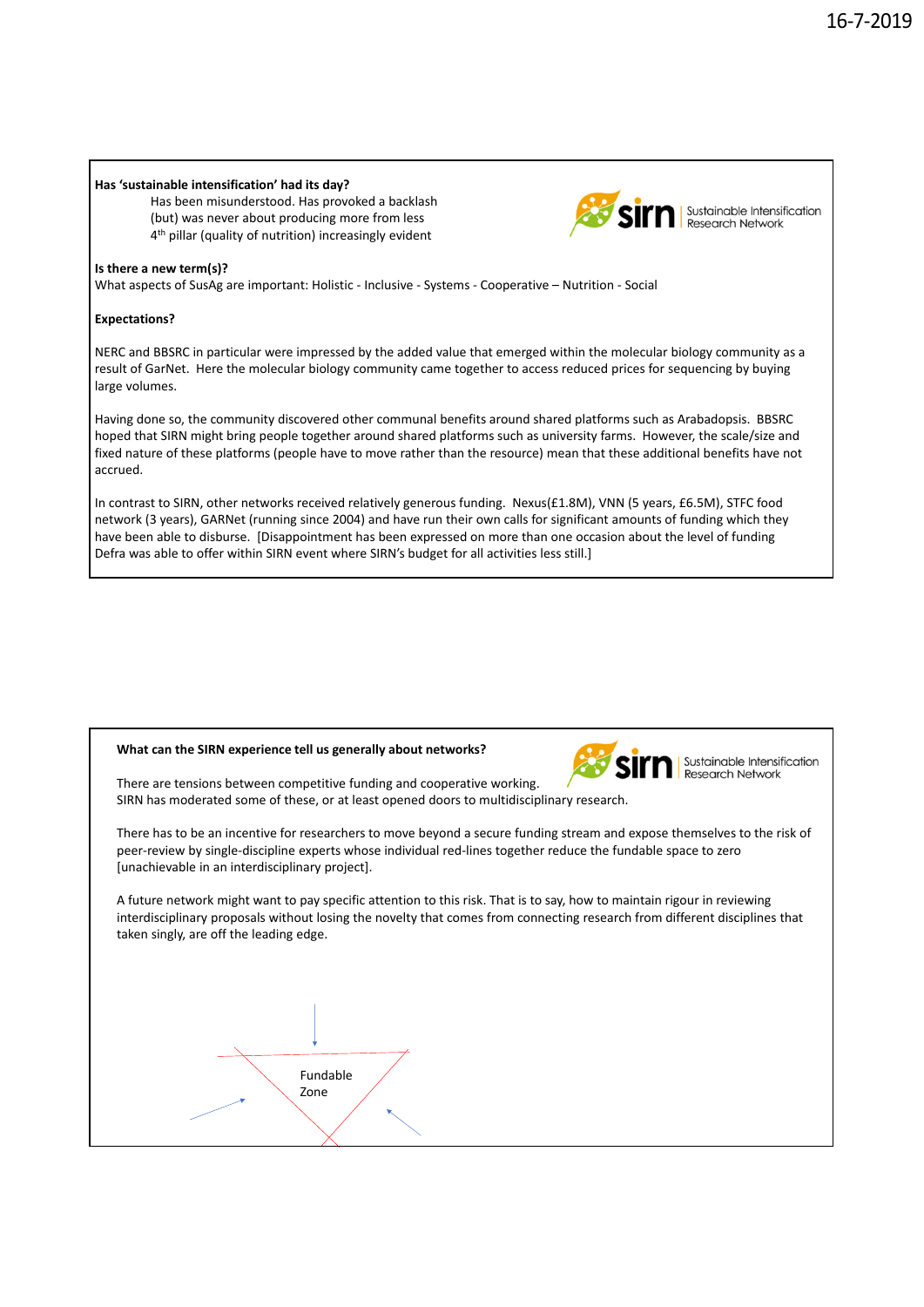16-7-2019

**Has 'sustainable intensification' had its day?**

Has been misunderstood. Has provoked a backlash
(but) was never about producing more from less
4th pillar (quality of nutrition) increasingly evident

**Is there a new term(s)?**

What aspects of SusAg are important: Holistic - Inclusive - Systems - Cooperative – Nutrition - Social

**Expectations?**

NERC and BBSRC in particular were impressed by the added value that emerged within the molecular biology community as a result of GarNet. Here the molecular biology community came together to access reduced prices for sequencing by buying large volumes.

Having done so, the community discovered other communal benefits around shared platforms such as Arabadopsis. BBSRC hoped that SIRN might bring people together around shared platforms such as university farms. However, the scale/size and fixed nature of these platforms (people have to move rather than the resource) mean that these additional benefits have not accrued.

In contrast to SIRN, other networks received relatively generous funding. Nexus(£1.8M), VNN (5 years, £6.5M), STFC food network (3 years), GARNet (running since 2004) and have run their own calls for significant amounts of funding which they have been able to disburse. [Disappointment has been expressed on more than one occasion about the level of funding Defra was able to offer within SIRN event where SIRN's budget for all activities less still.]

**What can the SIRN experience tell us generally about networks?**

There are tensions between competitive funding and cooperative working.
SIRN has moderated some of these, or at least opened doors to multidisciplinary research.

There has to be an incentive for researchers to move beyond a secure funding stream and expose themselves to the risk of peer-review by single-discipline experts whose individual red-lines together reduce the fundable space to zero [unachievable in an interdisciplinary project].

A future network might want to pay specific attention to this risk. That is to say, how to maintain rigour in reviewing interdisciplinary proposals without losing the novelty that comes from connecting research from different disciplines that taken singly, are off the leading edge.

Fundable Zone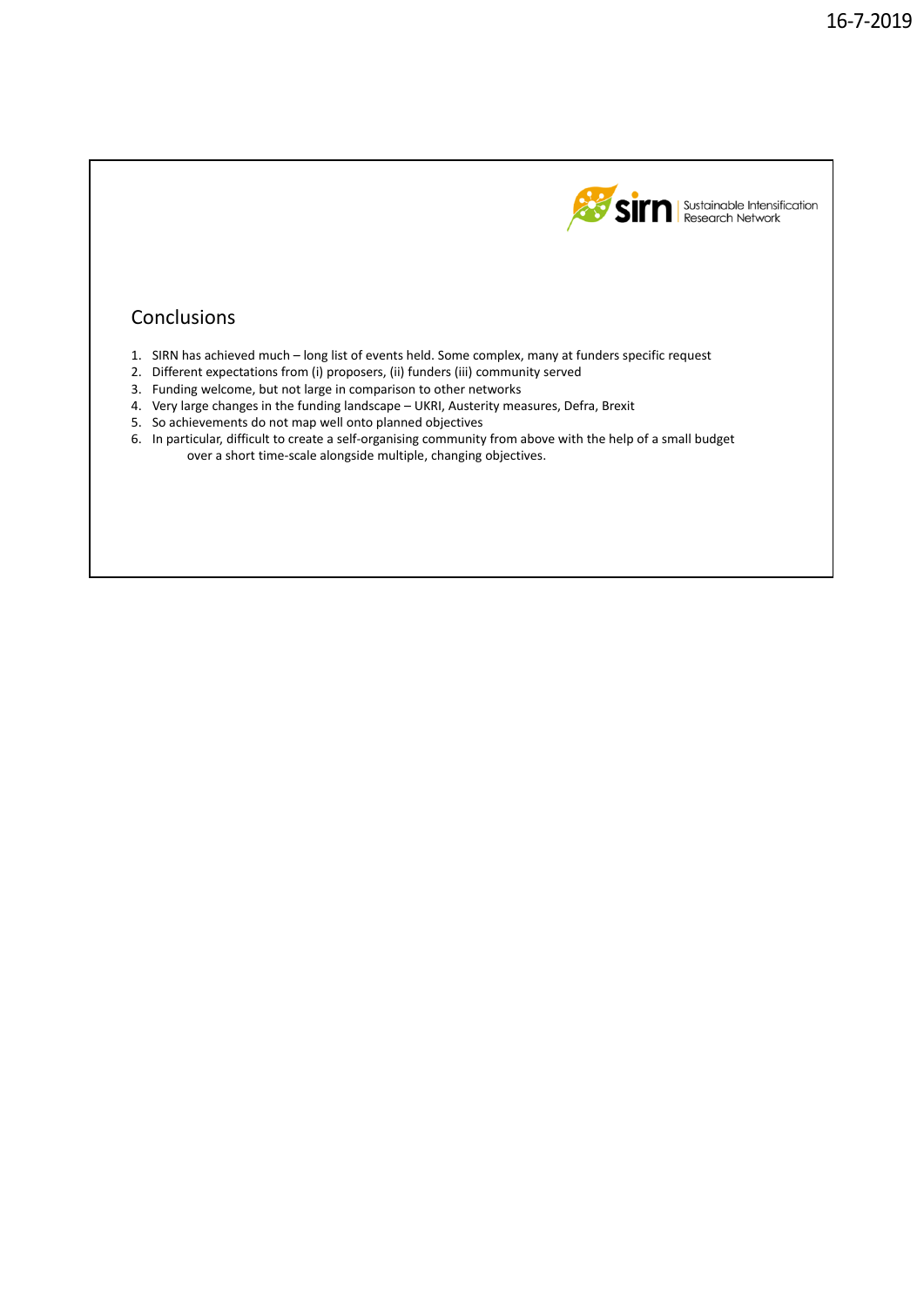sirn | Sustainable Intensification Research Network

## Conclusions

1. SIRN has achieved much – long list of events held. Some complex, many at funders specific request
2. Different expectations from (i) proposers, (ii) funders (iii) community served
3. Funding welcome, but not large in comparison to other networks
4. Very large changes in the funding landscape – UKRI, Austerity measures, Defra, Brexit
5. So achievements do not map well onto planned objectives
6. In particular, difficult to create a self-organising community from above with the help of a small budget over a short time-scale alongside multiple, changing objectives.